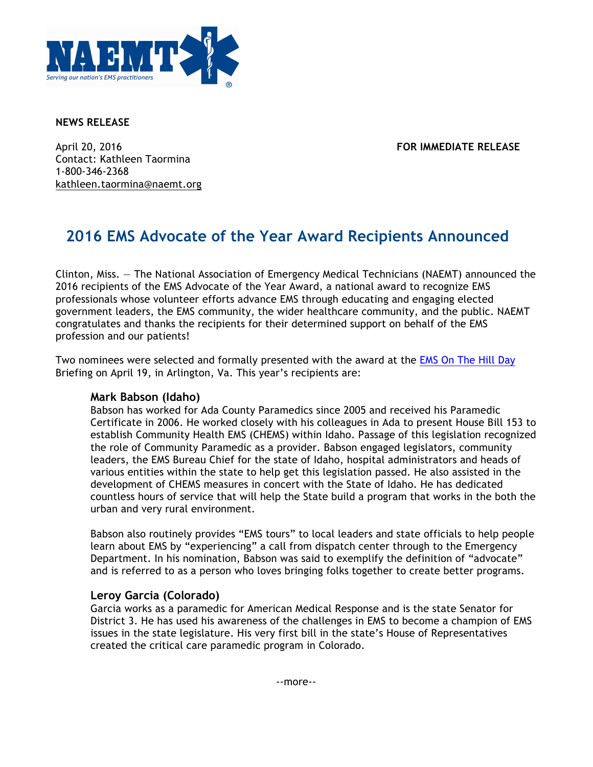**NEWS RELEASE**

April 20, 2016
Contact: Kathleen Taormina
1-800-346-2368
kathleen.taormina@naemt.org

**FOR IMMEDIATE RELEASE**

# 2016 EMS Advocate of the Year Award Recipients Announced

Clinton, Miss. — The National Association of Emergency Medical Technicians (NAEMT) announced the 2016 recipients of the EMS Advocate of the Year Award, a national award to recognize EMS professionals whose volunteer efforts advance EMS through educating and engaging elected government leaders, the EMS community, the wider healthcare community, and the public. NAEMT congratulates and thanks the recipients for their determined support on behalf of the EMS profession and our patients!

Two nominees were selected and formally presented with the award at the EMS On The Hill Day Briefing on April 19, in Arlington, Va. This year's recipients are:

### Mark Babson (Idaho)

Babson has worked for Ada County Paramedics since 2005 and received his Paramedic Certificate in 2006. He worked closely with his colleagues in Ada to present House Bill 153 to establish Community Health EMS (CHEMS) within Idaho. Passage of this legislation recognized the role of Community Paramedic as a provider. Babson engaged legislators, community leaders, the EMS Bureau Chief for the state of Idaho, hospital administrators and heads of various entities within the state to help get this legislation passed. He also assisted in the development of CHEMS measures in concert with the State of Idaho. He has dedicated countless hours of service that will help the State build a program that works in the both the urban and very rural environment.

Babson also routinely provides "EMS tours" to local leaders and state officials to help people learn about EMS by "experiencing" a call from dispatch center through to the Emergency Department. In his nomination, Babson was said to exemplify the definition of "advocate" and is referred to as a person who loves bringing folks together to create better programs.

### Leroy Garcia (Colorado)

Garcia works as a paramedic for American Medical Response and is the state Senator for District 3. He has used his awareness of the challenges in EMS to become a champion of EMS issues in the state legislature. His very first bill in the state's House of Representatives created the critical care paramedic program in Colorado.

--more--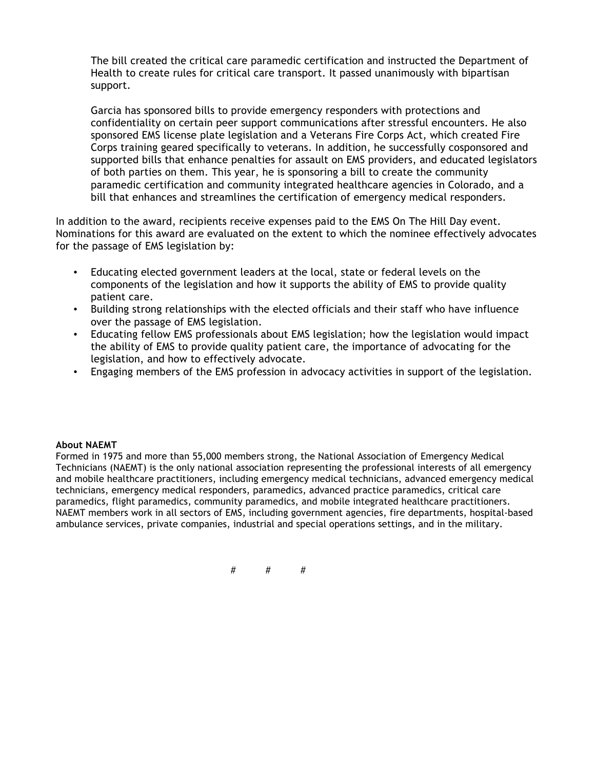The bill created the critical care paramedic certification and instructed the Department of Health to create rules for critical care transport. It passed unanimously with bipartisan support.

Garcia has sponsored bills to provide emergency responders with protections and confidentiality on certain peer support communications after stressful encounters. He also sponsored EMS license plate legislation and a Veterans Fire Corps Act, which created Fire Corps training geared specifically to veterans. In addition, he successfully cosponsored and supported bills that enhance penalties for assault on EMS providers, and educated legislators of both parties on them. This year, he is sponsoring a bill to create the community paramedic certification and community integrated healthcare agencies in Colorado, and a bill that enhances and streamlines the certification of emergency medical responders.

In addition to the award, recipients receive expenses paid to the EMS On The Hill Day event. Nominations for this award are evaluated on the extent to which the nominee effectively advocates for the passage of EMS legislation by:

- Educating elected government leaders at the local, state or federal levels on the components of the legislation and how it supports the ability of EMS to provide quality patient care.
- Building strong relationships with the elected officials and their staff who have influence over the passage of EMS legislation.
- Educating fellow EMS professionals about EMS legislation; how the legislation would impact the ability of EMS to provide quality patient care, the importance of advocating for the legislation, and how to effectively advocate.
- Engaging members of the EMS profession in advocacy activities in support of the legislation.

**About NAEMT**

Formed in 1975 and more than 55,000 members strong, the National Association of Emergency Medical Technicians (NAEMT) is the only national association representing the professional interests of all emergency and mobile healthcare practitioners, including emergency medical technicians, advanced emergency medical technicians, emergency medical responders, paramedics, advanced practice paramedics, critical care paramedics, flight paramedics, community paramedics, and mobile integrated healthcare practitioners. NAEMT members work in all sectors of EMS, including government agencies, fire departments, hospital-based ambulance services, private companies, industrial and special operations settings, and in the military.

# # #